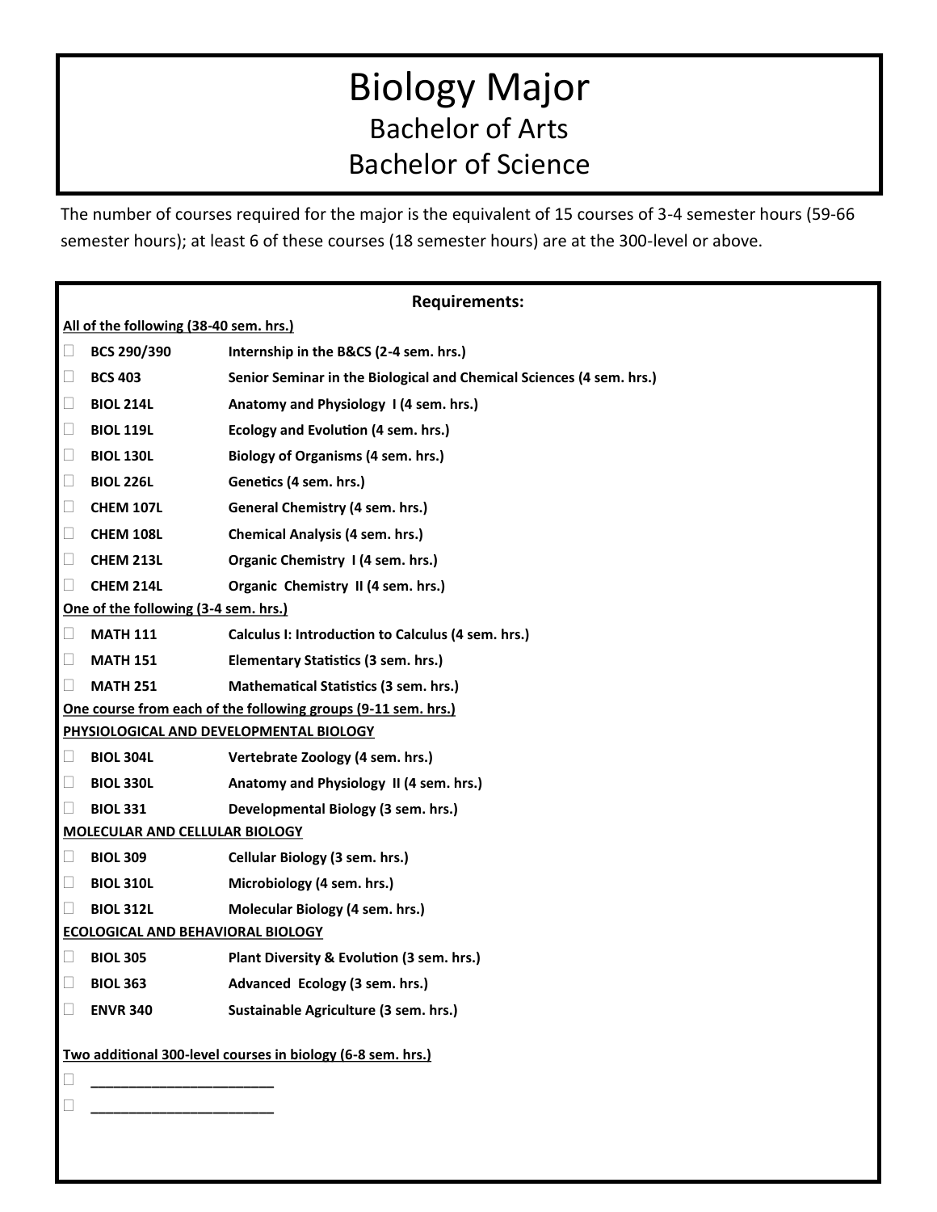# Biology Major

## Bachelor of Arts

## Bachelor of Science

The number of courses required for the major is the equivalent of 15 courses of 3-4 semester hours (59-66 semester hours); at least 6 of these courses (18 semester hours) are at the 300-level or above.

### Requirements:

**All of the following (38-40 sem. hrs.)**

- ☐ **BCS 290/390** — **Internship in the B&CS (2-4 sem. hrs.)**
- ☐ **BCS 403** — **Senior Seminar in the Biological and Chemical Sciences (4 sem. hrs.)**
- ☐ **BIOL 214L** — **Anatomy and Physiology I (4 sem. hrs.)**
- ☐ **BIOL 119L** — **Ecology and Evolution (4 sem. hrs.)**
- ☐ **BIOL 130L** — **Biology of Organisms (4 sem. hrs.)**
- ☐ **BIOL 226L** — **Genetics (4 sem. hrs.)**
- ☐ **CHEM 107L** — **General Chemistry (4 sem. hrs.)**
- ☐ **CHEM 108L** — **Chemical Analysis (4 sem. hrs.)**
- ☐ **CHEM 213L** — **Organic Chemistry I (4 sem. hrs.)**
- ☐ **CHEM 214L** — **Organic Chemistry II (4 sem. hrs.)**

**One of the following (3-4 sem. hrs.)**

- ☐ **MATH 111** — **Calculus I: Introduction to Calculus (4 sem. hrs.)**
- ☐ **MATH 151** — **Elementary Statistics (3 sem. hrs.)**
- ☐ **MATH 251** — **Mathematical Statistics (3 sem. hrs.)**

**One course from each of the following groups (9-11 sem. hrs.)**

**PHYSIOLOGICAL AND DEVELOPMENTAL BIOLOGY**

- ☐ **BIOL 304L** — **Vertebrate Zoology (4 sem. hrs.)**
- ☐ **BIOL 330L** — **Anatomy and Physiology II (4 sem. hrs.)**
- ☐ **BIOL 331** — **Developmental Biology (3 sem. hrs.)**

**MOLECULAR AND CELLULAR BIOLOGY**

- ☐ **BIOL 309** — **Cellular Biology (3 sem. hrs.)**
- ☐ **BIOL 310L** — **Microbiology (4 sem. hrs.)**
- ☐ **BIOL 312L** — **Molecular Biology (4 sem. hrs.)**

**ECOLOGICAL AND BEHAVIORAL BIOLOGY**

- ☐ **BIOL 305** — **Plant Diversity & Evolution (3 sem. hrs.)**
- ☐ **BIOL 363** — **Advanced Ecology (3 sem. hrs.)**
- ☐ **ENVR 340** — **Sustainable Agriculture (3 sem. hrs.)**

**Two additional 300-level courses in biology (6-8 sem. hrs.)**

- ☐ ________________________
- ☐ ________________________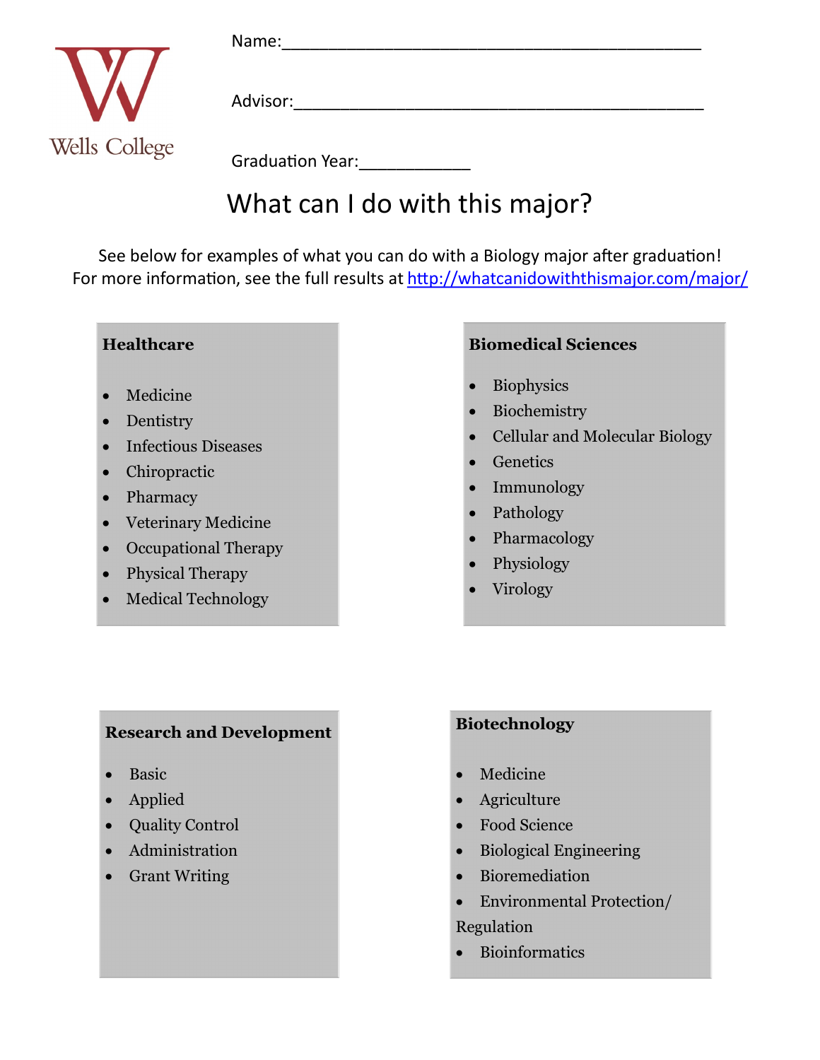Wells College

Name:_______________________________________________

Advisor:_______________________________________________

Graduation Year:____________

# What can I do with this major?

See below for examples of what you can do with a Biology major after graduation!
For more information, see the full results at http://whatcanidowiththismajor.com/major/

**Healthcare**

- Medicine
- Dentistry
- Infectious Diseases
- Chiropractic
- Pharmacy
- Veterinary Medicine
- Occupational Therapy
- Physical Therapy
- Medical Technology

**Biomedical Sciences**

- Biophysics
- Biochemistry
- Cellular and Molecular Biology
- Genetics
- Immunology
- Pathology
- Pharmacology
- Physiology
- Virology

**Research and Development**

- Basic
- Applied
- Quality Control
- Administration
- Grant Writing

**Biotechnology**

- Medicine
- Agriculture
- Food Science
- Biological Engineering
- Bioremediation
- Environmental Protection/ Regulation
- Bioinformatics